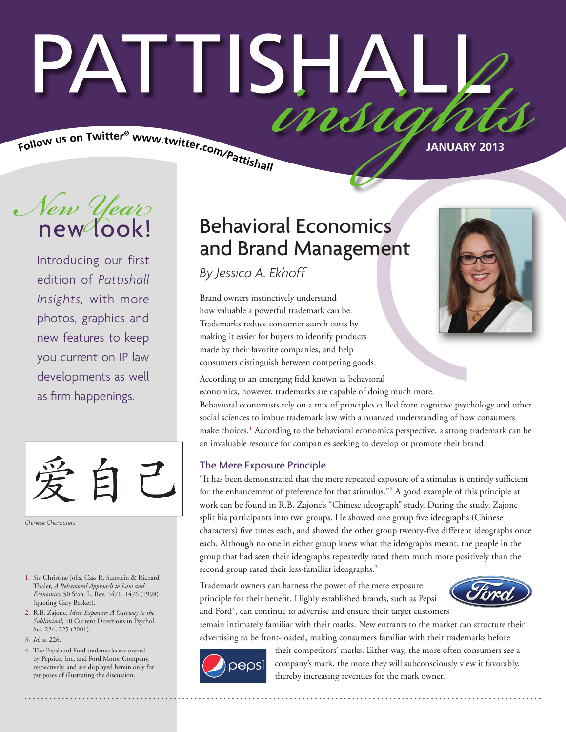# PATTISHALL *insights*

Follow us on Twitter® www.twitter.com/Pattishall

JANUARY 2013

*New Year* new look!

Introducing our first edition of *Pattishall Insights*, with more photos, graphics and new features to keep you current on IP law developments as well as firm happenings.

爱自己

*Chinese Characters*

## Behavioral Economics and Brand Management

*By Jessica A. Ekhoff*

Brand owners instinctively understand how valuable a powerful trademark can be. Trademarks reduce consumer search costs by making it easier for buyers to identify products made by their favorite companies, and help consumers distinguish between competing goods.

According to an emerging field known as behavioral economics, however, trademarks are capable of doing much more. Behavioral economists rely on a mix of principles culled from cognitive psychology and other social sciences to imbue trademark law with a nuanced understanding of how consumers make choices.[1] According to the behavioral economics perspective, a strong trademark can be an invaluable resource for companies seeking to develop or promote their brand.

### The Mere Exposure Principle

"It has been demonstrated that the mere repeated exposure of a stimulus is entirely sufficient for the enhancement of preference for that stimulus."[2] A good example of this principle at work can be found in R.B. Zajonc's "Chinese ideograph" study. During the study, Zajonc split his participants into two groups. He showed one group five ideographs (Chinese characters) five times each, and showed the other group twenty-five different ideographs once each. Although no one in either group knew what the ideographs meant, the people in the group that had seen their ideographs repeatedly rated them much more positively than the second group rated their less-familiar ideographs.[3]

Trademark owners can harness the power of the mere exposure principle for their benefit. Highly established brands, such as Pepsi and Ford[4], can continue to advertise and ensure their target customers remain intimately familiar with their marks. New entrants to the market can structure their advertising to be front-loaded, making consumers familiar with their trademarks before their competitors' marks. Either way, the more often consumers see a company's mark, the more they will subconsciously view it favorably, thereby increasing revenues for the mark owner.

---

1. *See* Christine Jolls, Cass R. Sunstein & Richard Thaler, *A Behavioral Approach to Law and Economics*, 50 Stan. L. Rev. 1471, 1476 (1998) (quoting Gary Becker).
2. R.B. Zajonc, *Mere Exposure: A Gateway to the Subliminal,* 10 Current Directions in Psychol. Sci. 224, 225 (2001).
3. *Id.* at 226.
4. The Pepsi and Ford trademarks are owned by Pepsico, Inc. and Ford Motor Company, respectively, and are displayed herein only for purposes of illustrating the discussion.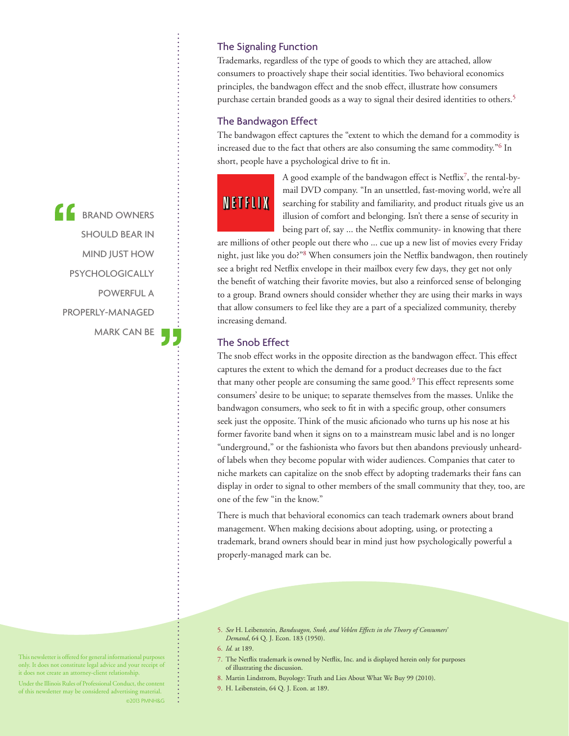## The Signaling Function

Trademarks, regardless of the type of goods to which they are attached, allow consumers to proactively shape their social identities. Two behavioral economics principles, the bandwagon effect and the snob effect, illustrate how consumers purchase certain branded goods as a way to signal their desired identities to others.[5]

## The Bandwagon Effect

The bandwagon effect captures the "extent to which the demand for a commodity is increased due to the fact that others are also consuming the same commodity."[6] In short, people have a psychological drive to fit in.

A good example of the bandwagon effect is Netflix[7], the rental-by-mail DVD company. "In an unsettled, fast-moving world, we're all searching for stability and familiarity, and product rituals give us an illusion of comfort and belonging. Isn't there a sense of security in being part of, say ... the Netflix community- in knowing that there are millions of other people out there who ... cue up a new list of movies every Friday night, just like you do?"[8] When consumers join the Netflix bandwagon, then routinely see a bright red Netflix envelope in their mailbox every few days, they get not only the benefit of watching their favorite movies, but also a reinforced sense of belonging to a group. Brand owners should consider whether they are using their marks in ways that allow consumers to feel like they are a part of a specialized community, thereby increasing demand.

> "BRAND OWNERS SHOULD BEAR IN MIND JUST HOW PSYCHOLOGICALLY POWERFUL A PROPERLY-MANAGED MARK CAN BE"

## The Snob Effect

The snob effect works in the opposite direction as the bandwagon effect. This effect captures the extent to which the demand for a product decreases due to the fact that many other people are consuming the same good.[9] This effect represents some consumers' desire to be unique; to separate themselves from the masses. Unlike the bandwagon consumers, who seek to fit in with a specific group, other consumers seek just the opposite. Think of the music aficionado who turns up his nose at his former favorite band when it signs on to a mainstream music label and is no longer "underground," or the fashionista who favors but then abandons previously unheard-of labels when they become popular with wider audiences. Companies that cater to niche markets can capitalize on the snob effect by adopting trademarks their fans can display in order to signal to other members of the small community that they, too, are one of the few "in the know."

There is much that behavioral economics can teach trademark owners about brand management. When making decisions about adopting, using, or protecting a trademark, brand owners should bear in mind just how psychologically powerful a properly-managed mark can be.

---

5. *See* H. Leibenstein, *Bandwagon, Snob, and Veblen Effects in the Theory of Consumers' Demand*, 64 Q. J. Econ. 183 (1950).
6. *Id.* at 189.
7. The Netflix trademark is owned by Netflix, Inc. and is displayed herein only for purposes of illustrating the discussion.
8. Martin Lindstrom, Buyology: Truth and Lies About What We Buy 99 (2010).
9. H. Leibenstein, 64 Q. J. Econ. at 189.

This newsletter is offered for general informational purposes only. It does not constitute legal advice and your receipt of it does not create an attorney-client relationship.

Under the Illinois Rules of Professional Conduct, the content of this newsletter may be considered advertising material.

©2013 PMNH&G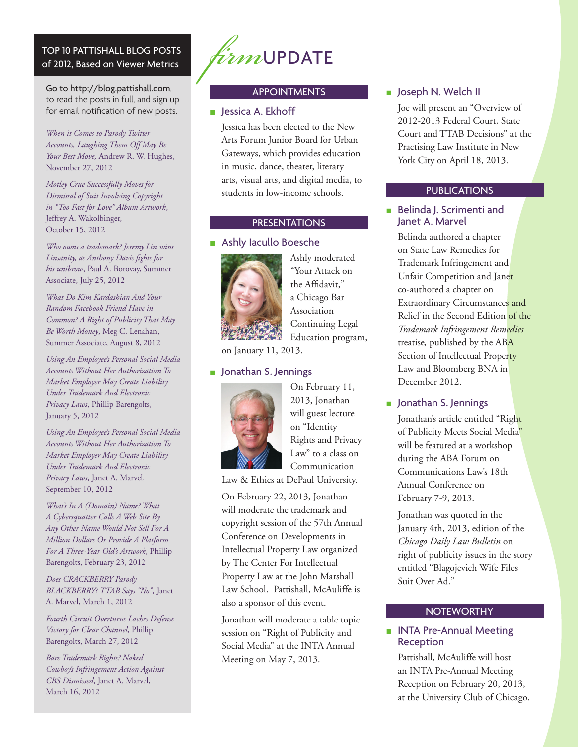## TOP 10 PATTISHALL BLOG POSTS of 2012, Based on Viewer Metrics

Go to http://blog.pattishall.com, to read the posts in full, and sign up for email notification of new posts.

*When it Comes to Parody Twitter Accounts, Laughing Them Off May Be Your Best Move*, Andrew R. W. Hughes, November 27, 2012

*Motley Crue Successfully Moves for Dismissal of Suit Involving Copyright in "Too Fast for Love" Album Artwork*, Jeffrey A. Wakolbinger, October 15, 2012

*Who owns a trademark? Jeremy Lin wins Linsanity, as Anthony Davis fights for his unibrow*, Paul A. Borovay, Summer Associate, July 25, 2012

*What Do Kim Kardashian And Your Random Facebook Friend Have in Common? A Right of Publicity That May Be Worth Money*, Meg C. Lenahan, Summer Associate, August 8, 2012

*Using An Employee's Personal Social Media Accounts Without Her Authorization To Market Employer May Create Liability Under Trademark And Electronic Privacy Laws*, Phillip Barengolts, January 5, 2012

*Using An Employee's Personal Social Media Accounts Without Her Authorization To Market Employer May Create Liability Under Trademark And Electronic Privacy Laws*, Janet A. Marvel, September 10, 2012

*What's In A (Domain) Name? What A Cybersquatter Calls A Web Site By Any Other Name Would Not Sell For A Million Dollars Or Provide A Platform For A Three-Year Old's Artwork*, Phillip Barengolts, February 23, 2012

*Does CRACKBERRY Parody BLACKBERRY? TTAB Says "No"*, Janet A. Marvel, March 1, 2012

*Fourth Circuit Overturns Laches Defense Victory for Clear Channel*, Phillip Barengolts, March 27, 2012

*Bare Trademark Rights? Naked Cowboy's Infringement Action Against CBS Dismissed*, Janet A. Marvel, March 16, 2012

# *firm* UPDATE

## APPOINTMENTS

### Jessica A. Ekhoff

Jessica has been elected to the New Arts Forum Junior Board for Urban Gateways, which provides education in music, dance, theater, literary arts, visual arts, and digital media, to students in low-income schools.

## PRESENTATIONS

### Ashly Iacullo Boesche

Ashly moderated "Your Attack on the Affidavit," a Chicago Bar Association Continuing Legal Education program, on January 11, 2013.

### Jonathan S. Jennings

On February 11, 2013, Jonathan will guest lecture on "Identity Rights and Privacy Law" to a class on Communication Law & Ethics at DePaul University.

On February 22, 2013, Jonathan will moderate the trademark and copyright session of the 57th Annual Conference on Developments in Intellectual Property Law organized by The Center For Intellectual Property Law at the John Marshall Law School. Pattishall, McAuliffe is also a sponsor of this event.

Jonathan will moderate a table topic session on "Right of Publicity and Social Media" at the INTA Annual Meeting on May 7, 2013.

### Joseph N. Welch II

Joe will present an "Overview of 2012-2013 Federal Court, State Court and TTAB Decisions" at the Practising Law Institute in New York City on April 18, 2013.

## PUBLICATIONS

### Belinda J. Scrimenti and Janet A. Marvel

Belinda authored a chapter on State Law Remedies for Trademark Infringement and Unfair Competition and Janet co-authored a chapter on Extraordinary Circumstances and Relief in the Second Edition of the *Trademark Infringement Remedies* treatise, published by the ABA Section of Intellectual Property Law and Bloomberg BNA in December 2012.

### Jonathan S. Jennings

Jonathan's article entitled "Right of Publicity Meets Social Media" will be featured at a workshop during the ABA Forum on Communications Law's 18th Annual Conference on February 7-9, 2013.

Jonathan was quoted in the January 4th, 2013, edition of the *Chicago Daily Law Bulletin* on right of publicity issues in the story entitled "Blagojevich Wife Files Suit Over Ad."

## NOTEWORTHY

### INTA Pre-Annual Meeting Reception

Pattishall, McAuliffe will host an INTA Pre-Annual Meeting Reception on February 20, 2013, at the University Club of Chicago.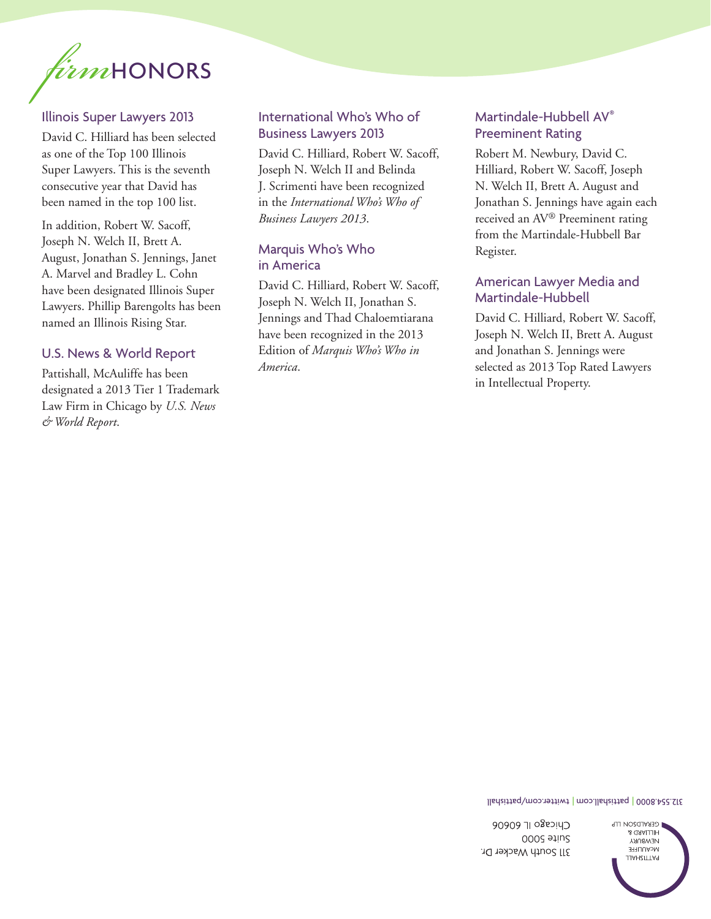# *firm*HONORS

## Illinois Super Lawyers 2013

David C. Hilliard has been selected as one of the Top 100 Illinois Super Lawyers. This is the seventh consecutive year that David has been named in the top 100 list.

In addition, Robert W. Sacoff, Joseph N. Welch II, Brett A. August, Jonathan S. Jennings, Janet A. Marvel and Bradley L. Cohn have been designated Illinois Super Lawyers. Phillip Barengolts has been named an Illinois Rising Star.

## U.S. News & World Report

Pattishall, McAuliffe has been designated a 2013 Tier 1 Trademark Law Firm in Chicago by *U.S. News & World Report*.

## International Who's Who of Business Lawyers 2013

David C. Hilliard, Robert W. Sacoff, Joseph N. Welch II and Belinda J. Scrimenti have been recognized in the *International Who's Who of Business Lawyers 2013*.

## Marquis Who's Who in America

David C. Hilliard, Robert W. Sacoff, Joseph N. Welch II, Jonathan S. Jennings and Thad Chaloemtiarana have been recognized in the 2013 Edition of *Marquis Who's Who in America*.

## Martindale-Hubbell AV® Preeminent Rating

Robert M. Newbury, David C. Hilliard, Robert W. Sacoff, Joseph N. Welch II, Brett A. August and Jonathan S. Jennings have again each received an AV® Preeminent rating from the Martindale-Hubbell Bar Register.

## American Lawyer Media and Martindale-Hubbell

David C. Hilliard, Robert W. Sacoff, Joseph N. Welch II, Brett A. August and Jonathan S. Jennings were selected as 2013 Top Rated Lawyers in Intellectual Property.

312.554.8000 | pattishall.com | twitter.com/pattishall

PATTISHALL
McAULIFFE
NEWBURY
HILLIARD &
GERALDSON LLP

311 South Wacker Dr.
Suite 5000
Chicago IL 60606